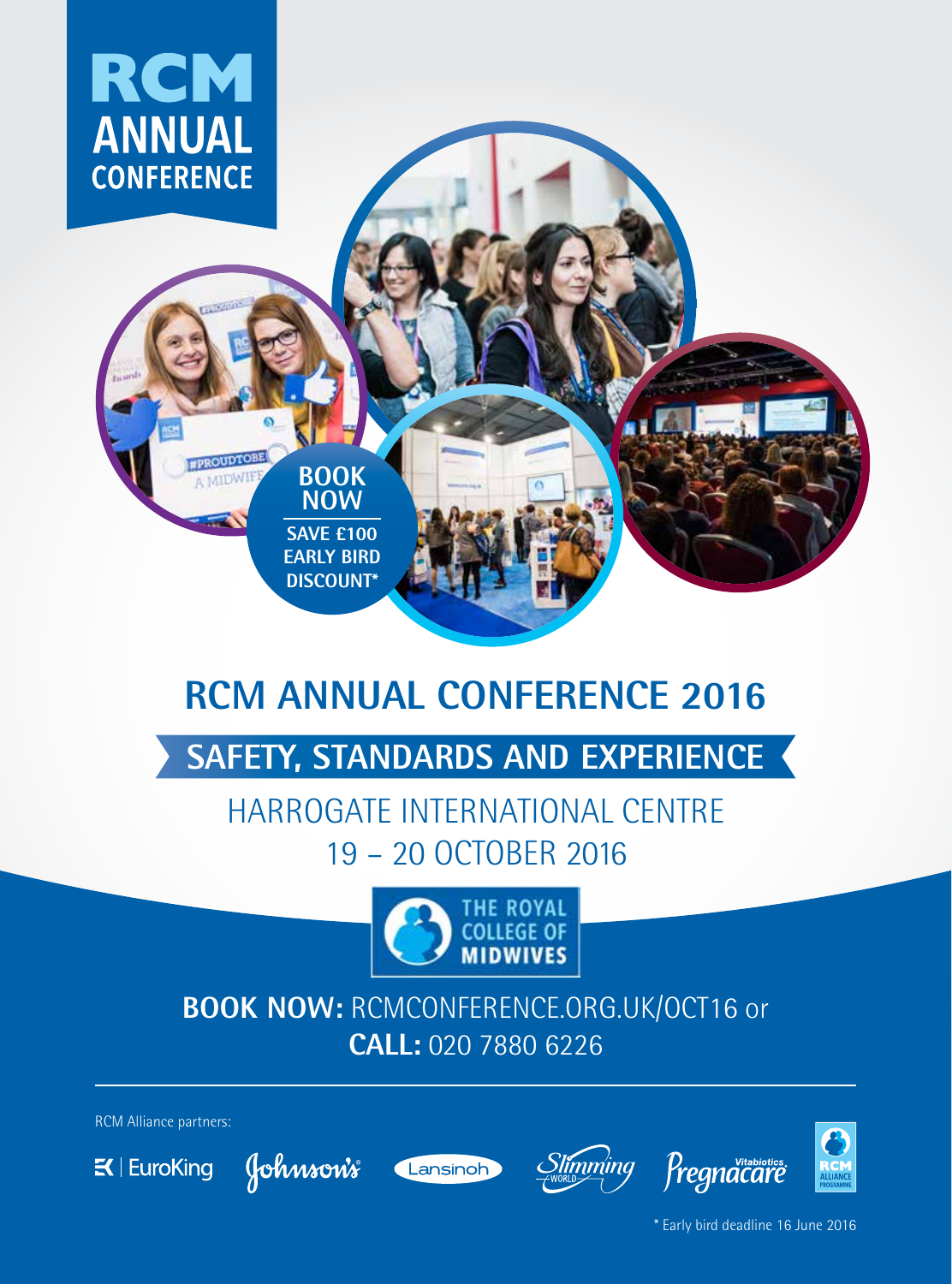# RCM ANNUAL CONFERENCE

**BOOK NOW**

**SAVE £100 EARLY BIRD DISCOUNT***

## RCM ANNUAL CONFERENCE 2016

## SAFETY, STANDARDS AND EXPERIENCE

HARROGATE INTERNATIONAL CENTRE

19 – 20 OCTOBER 2016

THE ROYAL COLLEGE OF MIDWIVES

**BOOK NOW:** RCMCONFERENCE.ORG.UK/OCT16 or

**CALL:** 020 7880 6226

RCM Alliance partners:

EuroKing | Johnson's | Lansinoh | Slimming World | Vitabiotics Pregnacare | RCM Alliance Programme

* Early bird deadline 16 June 2016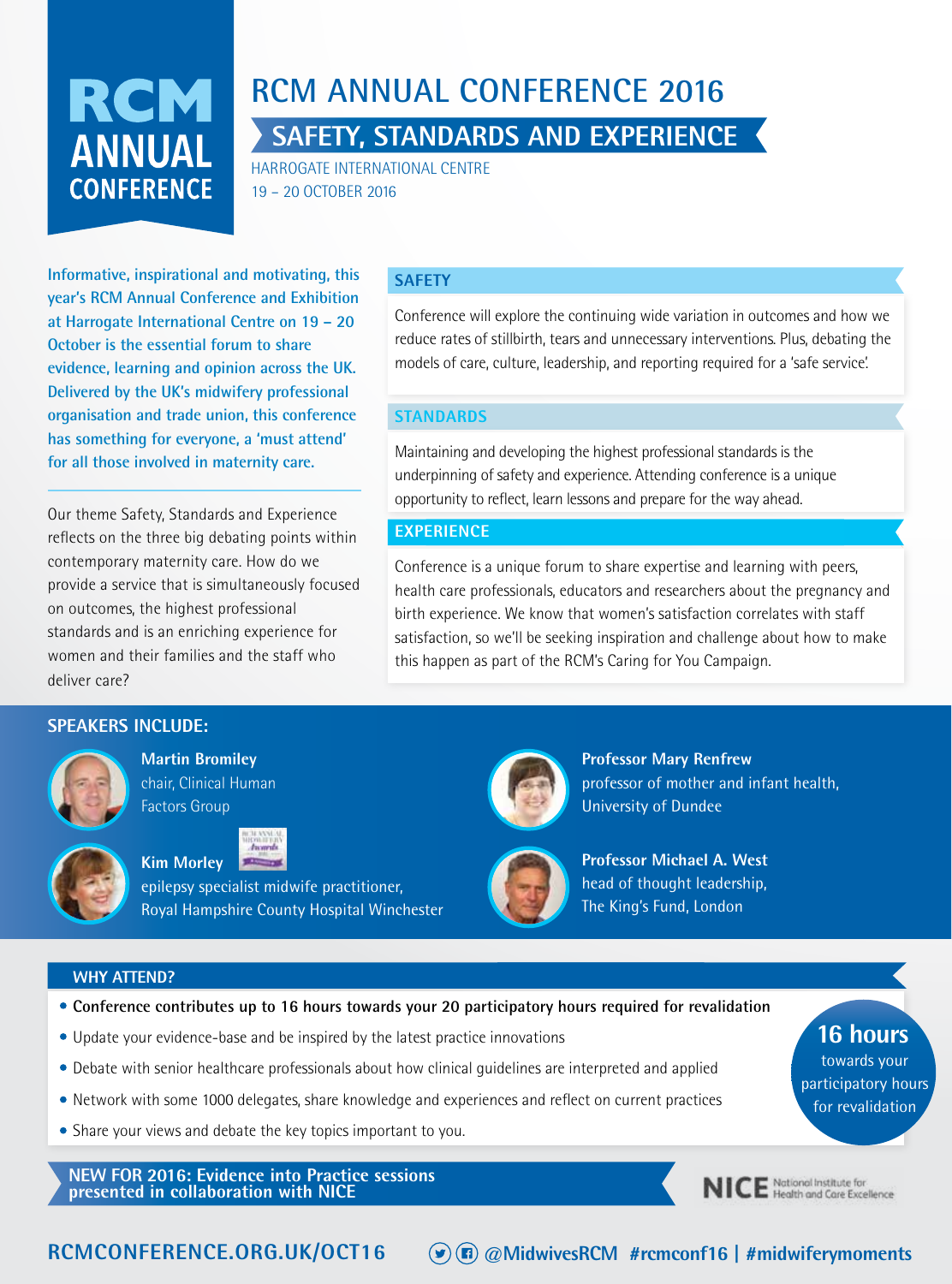# RCM ANNUAL CONFERENCE 2016

## SAFETY, STANDARDS AND EXPERIENCE

HARROGATE INTERNATIONAL CENTRE
19 – 20 OCTOBER 2016

**Informative, inspirational and motivating, this year's RCM Annual Conference and Exhibition at Harrogate International Centre on 19 – 20 October is the essential forum to share evidence, learning and opinion across the UK. Delivered by the UK's midwifery professional organisation and trade union, this conference has something for everyone, a 'must attend' for all those involved in maternity care.**

Our theme Safety, Standards and Experience reflects on the three big debating points within contemporary maternity care. How do we provide a service that is simultaneously focused on outcomes, the highest professional standards and is an enriching experience for women and their families and the staff who deliver care?

### SAFETY

Conference will explore the continuing wide variation in outcomes and how we reduce rates of stillbirth, tears and unnecessary interventions. Plus, debating the models of care, culture, leadership, and reporting required for a 'safe service'.

### STANDARDS

Maintaining and developing the highest professional standards is the underpinning of safety and experience. Attending conference is a unique opportunity to reflect, learn lessons and prepare for the way ahead.

### EXPERIENCE

Conference is a unique forum to share expertise and learning with peers, health care professionals, educators and researchers about the pregnancy and birth experience. We know that women's satisfaction correlates with staff satisfaction, so we'll be seeking inspiration and challenge about how to make this happen as part of the RCM's Caring for You Campaign.

### SPEAKERS INCLUDE:

**Martin Bromiley**
chair, Clinical Human Factors Group

**Kim Morley**
epilepsy specialist midwife practitioner, Royal Hampshire County Hospital Winchester

**Professor Mary Renfrew**
professor of mother and infant health, University of Dundee

**Professor Michael A. West**
head of thought leadership, The King's Fund, London

### WHY ATTEND?

- **Conference contributes up to 16 hours towards your 20 participatory hours required for revalidation**
- Update your evidence-base and be inspired by the latest practice innovations
- Debate with senior healthcare professionals about how clinical guidelines are interpreted and applied
- Network with some 1000 delegates, share knowledge and experiences and reflect on current practices
- Share your views and debate the key topics important to you.

**16 hours** towards your participatory hours for revalidation

**NEW FOR 2016: Evidence into Practice sessions presented in collaboration with NICE**

NICE National Institute for Health and Care Excellence

**RCMCONFERENCE.ORG.UK/OCT16** @MidwivesRCM #rcmconf16 | #midwiferymoments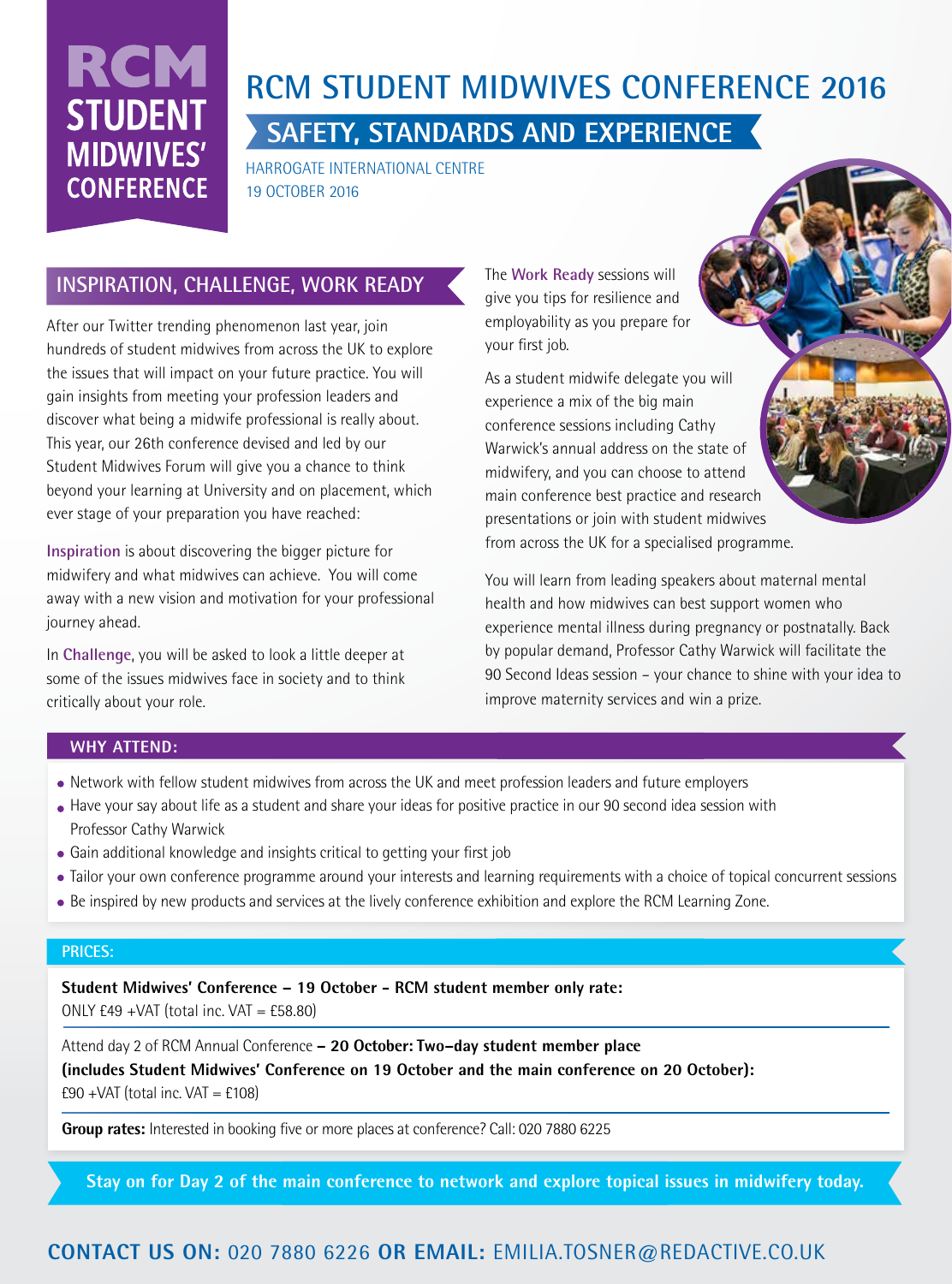# RCM STUDENT MIDWIVES' CONFERENCE

# RCM STUDENT MIDWIVES CONFERENCE 2016

## SAFETY, STANDARDS AND EXPERIENCE

HARROGATE INTERNATIONAL CENTRE
19 OCTOBER 2016

## INSPIRATION, CHALLENGE, WORK READY

After our Twitter trending phenomenon last year, join hundreds of student midwives from across the UK to explore the issues that will impact on your future practice. You will gain insights from meeting your profession leaders and discover what being a midwife professional is really about. This year, our 26th conference devised and led by our Student Midwives Forum will give you a chance to think beyond your learning at University and on placement, which ever stage of your preparation you have reached:

**Inspiration** is about discovering the bigger picture for midwifery and what midwives can achieve. You will come away with a new vision and motivation for your professional journey ahead.

In **Challenge**, you will be asked to look a little deeper at some of the issues midwives face in society and to think critically about your role.

The **Work Ready** sessions will give you tips for resilience and employability as you prepare for your first job.

As a student midwife delegate you will experience a mix of the big main conference sessions including Cathy Warwick's annual address on the state of midwifery, and you can choose to attend main conference best practice and research presentations or join with student midwives from across the UK for a specialised programme.

You will learn from leading speakers about maternal mental health and how midwives can best support women who experience mental illness during pregnancy or postnatally. Back by popular demand, Professor Cathy Warwick will facilitate the 90 Second Ideas session – your chance to shine with your idea to improve maternity services and win a prize.

### WHY ATTEND:

- Network with fellow student midwives from across the UK and meet profession leaders and future employers
- Have your say about life as a student and share your ideas for positive practice in our 90 second idea session with Professor Cathy Warwick
- Gain additional knowledge and insights critical to getting your first job
- Tailor your own conference programme around your interests and learning requirements with a choice of topical concurrent sessions
- Be inspired by new products and services at the lively conference exhibition and explore the RCM Learning Zone.

### PRICES:

**Student Midwives' Conference – 19 October - RCM student member only rate:**
ONLY £49 +VAT (total inc. VAT = £58.80)

Attend day 2 of RCM Annual Conference **– 20 October: Two–day student member place (includes Student Midwives' Conference on 19 October and the main conference on 20 October):**
£90 +VAT (total inc. VAT = £108)

**Group rates:** Interested in booking five or more places at conference? Call: 020 7880 6225

**Stay on for Day 2 of the main conference to network and explore topical issues in midwifery today.**

**CONTACT US ON:** 020 7880 6226 **OR EMAIL:** EMILIA.TOSNER@REDACTIVE.CO.UK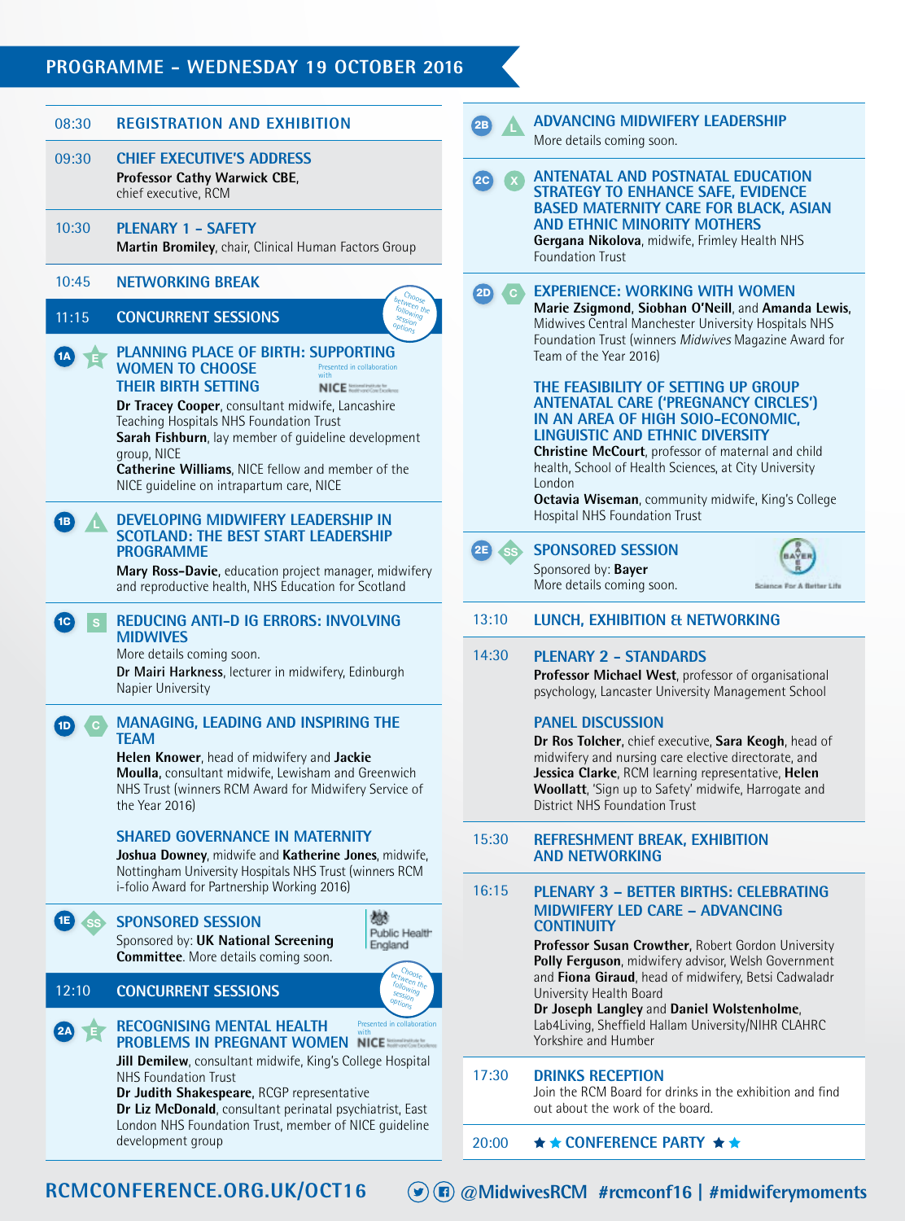## PROGRAMME - WEDNESDAY 19 OCTOBER 2016

**08:30** REGISTRATION AND EXHIBITION

**09:30** CHIEF EXECUTIVE'S ADDRESS
**Professor Cathy Warwick CBE**, chief executive, RCM

**10:30** PLENARY 1 - SAFETY
**Martin Bromiley**, chair, Clinical Human Factors Group

**10:45** NETWORKING BREAK

**11:15** CONCURRENT SESSIONS

*Choose between the following session options*

**1A** E — PLANNING PLACE OF BIRTH: SUPPORTING WOMEN TO CHOOSE THEIR BIRTH SETTING
*Presented in collaboration with NICE*
**Dr Tracey Cooper**, consultant midwife, Lancashire Teaching Hospitals NHS Foundation Trust
**Sarah Fishburn**, lay member of guideline development group, NICE
**Catherine Williams**, NICE fellow and member of the NICE guideline on intrapartum care, NICE

**1B** L — DEVELOPING MIDWIFERY LEADERSHIP IN SCOTLAND: THE BEST START LEADERSHIP PROGRAMME
**Mary Ross-Davie**, education project manager, midwifery and reproductive health, NHS Education for Scotland

**1C** S — REDUCING ANTI-D IG ERRORS: INVOLVING MIDWIVES
More details coming soon.
**Dr Mairi Harkness**, lecturer in midwifery, Edinburgh Napier University

**1D** C — MANAGING, LEADING AND INSPIRING THE TEAM
**Helen Knower**, head of midwifery and **Jackie Moulla,** consultant midwife, Lewisham and Greenwich NHS Trust (winners RCM Award for Midwifery Service of the Year 2016)

SHARED GOVERNANCE IN MATERNITY
**Joshua Downey**, midwife and **Katherine Jones**, midwife, Nottingham University Hospitals NHS Trust (winners RCM i-folio Award for Partnership Working 2016)

**1E** SS — SPONSORED SESSION
Sponsored by: **UK National Screening Committee**. More details coming soon.
*Public Health England*

**12:10** CONCURRENT SESSIONS

*Choose between the following session options*

**2A** E — RECOGNISING MENTAL HEALTH PROBLEMS IN PREGNANT WOMEN
*Presented in collaboration with NICE*
**Jill Demilew**, consultant midwife, King's College Hospital NHS Foundation Trust
**Dr Judith Shakespeare**, RCGP representative
**Dr Liz McDonald**, consultant perinatal psychiatrist, East London NHS Foundation Trust, member of NICE guideline development group

**2B** L — ADVANCING MIDWIFERY LEADERSHIP
More details coming soon.

**2C** X — ANTENATAL AND POSTNATAL EDUCATION STRATEGY TO ENHANCE SAFE, EVIDENCE BASED MATERNITY CARE FOR BLACK, ASIAN AND ETHNIC MINORITY MOTHERS
**Gergana Nikolova**, midwife, Frimley Health NHS Foundation Trust

**2D** C — EXPERIENCE: WORKING WITH WOMEN
**Marie Zsigmond**, **Siobhan O'Neill**, and **Amanda Lewis**, Midwives Central Manchester University Hospitals NHS Foundation Trust (winners *Midwives* Magazine Award for Team of the Year 2016)

THE FEASIBILITY OF SETTING UP GROUP ANTENATAL CARE ('PREGNANCY CIRCLES') IN AN AREA OF HIGH SOIO-ECONOMIC, LINGUISTIC AND ETHNIC DIVERSITY
**Christine McCourt**, professor of maternal and child health, School of Health Sciences, at City University London
**Octavia Wiseman**, community midwife, King's College Hospital NHS Foundation Trust

**2E** SS — SPONSORED SESSION
Sponsored by: **Bayer**
More details coming soon.
*Bayer — Science For A Better Life*

**13:10** LUNCH, EXHIBITION & NETWORKING

**14:30** PLENARY 2 - STANDARDS
**Professor Michael West**, professor of organisational psychology, Lancaster University Management School

PANEL DISCUSSION
**Dr Ros Tolcher**, chief executive, **Sara Keogh**, head of midwifery and nursing care elective directorate, and **Jessica Clarke**, RCM learning representative, **Helen Woollatt**, 'Sign up to Safety' midwife, Harrogate and District NHS Foundation Trust

**15:30** REFRESHMENT BREAK, EXHIBITION AND NETWORKING

**16:15** PLENARY 3 – BETTER BIRTHS: CELEBRATING MIDWIFERY LED CARE – ADVANCING CONTINUITY
**Professor Susan Crowther**, Robert Gordon University
**Polly Ferguson**, midwifery advisor, Welsh Government and **Fiona Giraud**, head of midwifery, Betsi Cadwaladr University Health Board
**Dr Joseph Langley** and **Daniel Wolstenholme**, Lab4Living, Sheffield Hallam University/NIHR CLAHRC Yorkshire and Humber

**17:30** DRINKS RECEPTION
Join the RCM Board for drinks in the exhibition and find out about the work of the board.

**20:00** ★★ CONFERENCE PARTY ★★

RCMCONFERENCE.ORG.UK/OCT16 @MidwivesRCM #rcmconf16 | #midwiferymoments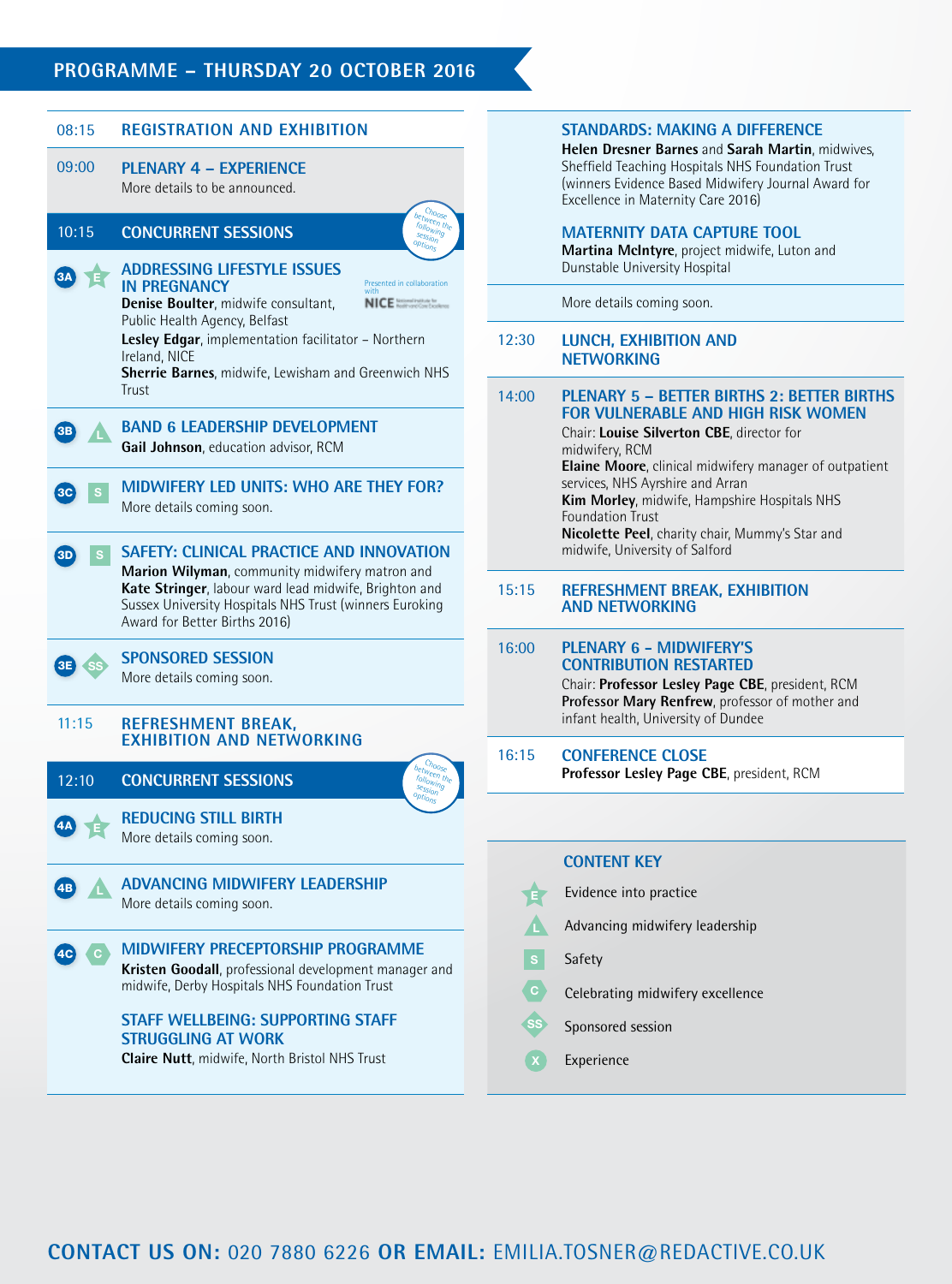## PROGRAMME – THURSDAY 20 OCTOBER 2016

**08:15** **REGISTRATION AND EXHIBITION**

**09:00** **PLENARY 4 – EXPERIENCE**
More details to be announced.

**10:15** **CONCURRENT SESSIONS** *(Choose between the following session options)*

**3A** (E) **ADDRESSING LIFESTYLE ISSUES IN PREGNANCY**
*Presented in collaboration with NICE National Institute for Health and Care Excellence*
**Denise Boulter**, midwife consultant, Public Health Agency, Belfast
**Lesley Edgar**, implementation facilitator – Northern Ireland, NICE
**Sherrie Barnes**, midwife, Lewisham and Greenwich NHS Trust

**3B** (L) **BAND 6 LEADERSHIP DEVELOPMENT**
**Gail Johnson**, education advisor, RCM

**3C** (S) **MIDWIFERY LED UNITS: WHO ARE THEY FOR?**
More details coming soon.

**3D** (S) **SAFETY: CLINICAL PRACTICE AND INNOVATION**
**Marion Wilyman**, community midwifery matron and **Kate Stringer**, labour ward lead midwife, Brighton and Sussex University Hospitals NHS Trust (winners Euroking Award for Better Births 2016)

**3E** (SS) **SPONSORED SESSION**
More details coming soon.

**11:15** **REFRESHMENT BREAK, EXHIBITION AND NETWORKING**

**12:10** **CONCURRENT SESSIONS** *(Choose between the following session options)*

**4A** (E) **REDUCING STILL BIRTH**
More details coming soon.

**4B** (L) **ADVANCING MIDWIFERY LEADERSHIP**
More details coming soon.

**4C** (C) **MIDWIFERY PRECEPTORSHIP PROGRAMME**
**Kristen Goodall**, professional development manager and midwife, Derby Hospitals NHS Foundation Trust

**STAFF WELLBEING: SUPPORTING STAFF STRUGGLING AT WORK**
**Claire Nutt**, midwife, North Bristol NHS Trust

**STANDARDS: MAKING A DIFFERENCE**
**Helen Dresner Barnes** and **Sarah Martin**, midwives, Sheffield Teaching Hospitals NHS Foundation Trust (winners Evidence Based Midwifery Journal Award for Excellence in Maternity Care 2016)

**MATERNITY DATA CAPTURE TOOL**
**Martina McIntyre**, project midwife, Luton and Dunstable University Hospital

More details coming soon.

**12:30** **LUNCH, EXHIBITION AND NETWORKING**

**14:00** **PLENARY 5 – BETTER BIRTHS 2: BETTER BIRTHS FOR VULNERABLE AND HIGH RISK WOMEN**
Chair: **Louise Silverton CBE**, director for midwifery, RCM
**Elaine Moore**, clinical midwifery manager of outpatient services, NHS Ayrshire and Arran
**Kim Morley**, midwife, Hampshire Hospitals NHS Foundation Trust
**Nicolette Peel**, charity chair, Mummy's Star and midwife, University of Salford

**15:15** **REFRESHMENT BREAK, EXHIBITION AND NETWORKING**

**16:00** **PLENARY 6 – MIDWIFERY'S CONTRIBUTION RESTARTED**
Chair: **Professor Lesley Page CBE**, president, RCM
**Professor Mary Renfrew**, professor of mother and infant health, University of Dundee

**16:15** **CONFERENCE CLOSE**
**Professor Lesley Page CBE**, president, RCM

### CONTENT KEY

- E – Evidence into practice
- L – Advancing midwifery leadership
- S – Safety
- C – Celebrating midwifery excellence
- SS – Sponsored session
- X – Experience

**CONTACT US ON:** 020 7880 6226 **OR EMAIL:** EMILIA.TOSNER@REDACTIVE.CO.UK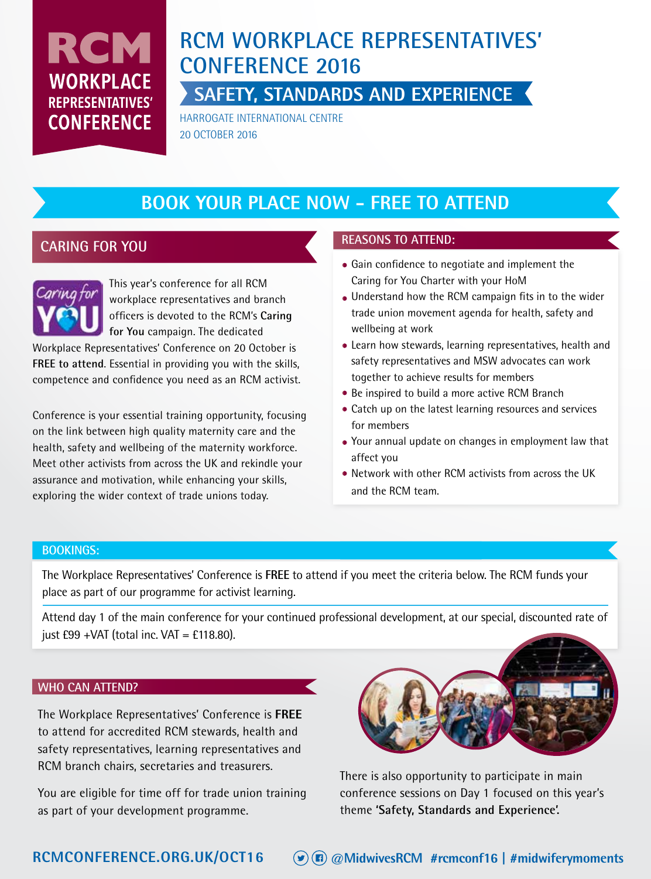# RCM WORKPLACE REPRESENTATIVES' CONFERENCE 2016

## SAFETY, STANDARDS AND EXPERIENCE

HARROGATE INTERNATIONAL CENTRE
20 OCTOBER 2016

## BOOK YOUR PLACE NOW – FREE TO ATTEND

### CARING FOR YOU

This year's conference for all RCM workplace representatives and branch officers is devoted to the RCM's **Caring for You** campaign. The dedicated Workplace Representatives' Conference on 20 October is **FREE to attend**. Essential in providing you with the skills, competence and confidence you need as an RCM activist.

Conference is your essential training opportunity, focusing on the link between high quality maternity care and the health, safety and wellbeing of the maternity workforce. Meet other activists from across the UK and rekindle your assurance and motivation, while enhancing your skills, exploring the wider context of trade unions today.

### REASONS TO ATTEND:

- Gain confidence to negotiate and implement the Caring for You Charter with your HoM
- Understand how the RCM campaign fits in to the wider trade union movement agenda for health, safety and wellbeing at work
- Learn how stewards, learning representatives, health and safety representatives and MSW advocates can work together to achieve results for members
- Be inspired to build a more active RCM Branch
- Catch up on the latest learning resources and services for members
- Your annual update on changes in employment law that affect you
- Network with other RCM activists from across the UK and the RCM team.

### BOOKINGS:

The Workplace Representatives' Conference is **FREE** to attend if you meet the criteria below. The RCM funds your place as part of our programme for activist learning.

Attend day 1 of the main conference for your continued professional development, at our special, discounted rate of just £99 +VAT (total inc. VAT = £118.80).

### WHO CAN ATTEND?

The Workplace Representatives' Conference is **FREE** to attend for accredited RCM stewards, health and safety representatives, learning representatives and RCM branch chairs, secretaries and treasurers.

You are eligible for time off for trade union training as part of your development programme.

There is also opportunity to participate in main conference sessions on Day 1 focused on this year's theme **'Safety, Standards and Experience'.**

**RCMCONFERENCE.ORG.UK/OCT16** @MidwivesRCM #rcmconf16 | #midwiferymoments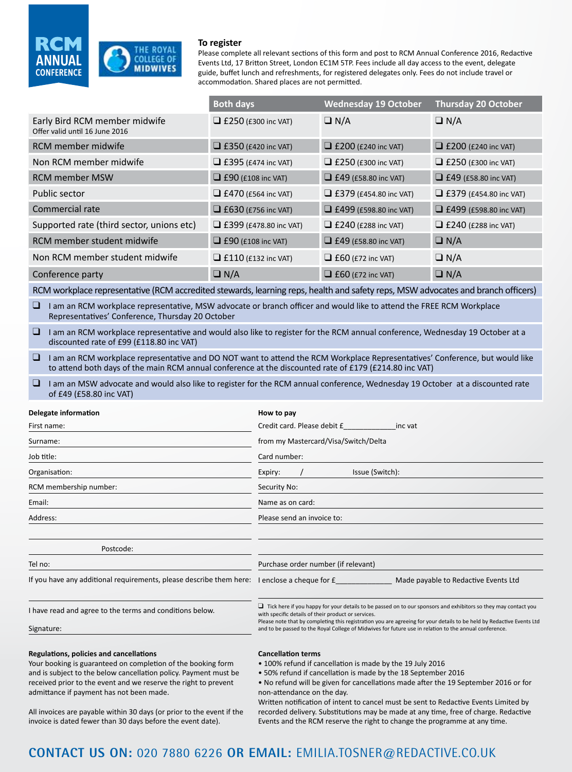RCM ANNUAL CONFERENCE

THE ROYAL COLLEGE OF MIDWIVES

## To register

Please complete all relevant sections of this form and post to RCM Annual Conference 2016, Redactive Events Ltd, 17 Britton Street, London EC1M 5TP. Fees include all day access to the event, delegate guide, buffet lunch and refreshments, for registered delegates only. Fees do not include travel or accommodation. Shared places are not permitted.

| | Both days | Wednesday 19 October | Thursday 20 October |
|---|---|---|---|
| Early Bird RCM member midwife<br>Offer valid until 16 June 2016 | ❑ £250 (£300 inc VAT) | ❑ N/A | ❑ N/A |
| RCM member midwife | ❑ £350 (£420 inc VAT) | ❑ £200 (£240 inc VAT) | ❑ £200 (£240 inc VAT) |
| Non RCM member midwife | ❑ £395 (£474 inc VAT) | ❑ £250 (£300 inc VAT) | ❑ £250 (£300 inc VAT) |
| RCM member MSW | ❑ £90 (£108 inc VAT) | ❑ £49 (£58.80 inc VAT) | ❑ £49 (£58.80 inc VAT) |
| Public sector | ❑ £470 (£564 inc VAT) | ❑ £379 (£454.80 inc VAT) | ❑ £379 (£454.80 inc VAT) |
| Commercial rate | ❑ £630 (£756 inc VAT) | ❑ £499 (£598.80 inc VAT) | ❑ £499 (£598.80 inc VAT) |
| Supported rate (third sector, unions etc) | ❑ £399 (£478.80 inc VAT) | ❑ £240 (£288 inc VAT) | ❑ £240 (£288 inc VAT) |
| RCM member student midwife | ❑ £90 (£108 inc VAT) | ❑ £49 (£58.80 inc VAT) | ❑ N/A |
| Non RCM member student midwife | ❑ £110 (£132 inc VAT) | ❑ £60 (£72 inc VAT) | ❑ N/A |
| Conference party | ❑ N/A | ❑ £60 (£72 inc VAT) | ❑ N/A |

RCM workplace representative (RCM accredited stewards, learning reps, health and safety reps, MSW advocates and branch officers)

❑ I am an RCM workplace representative, MSW advocate or branch officer and would like to attend the FREE RCM Workplace Representatives' Conference, Thursday 20 October

❑ I am an RCM workplace representative and would also like to register for the RCM annual conference, Wednesday 19 October at a discounted rate of £99 (£118.80 inc VAT)

❑ I am an RCM workplace representative and DO NOT want to attend the RCM Workplace Representatives' Conference, but would like to attend both days of the main RCM annual conference at the discounted rate of £179 (£214.80 inc VAT)

❑ I am an MSW advocate and would also like to register for the RCM annual conference, Wednesday 19 October at a discounted rate of £49 (£58.80 inc VAT)

**Delegate information**

First name:

Surname:

Job title:

Organisation:

RCM membership number:

Email:

Address:

Postcode:

Tel no:

If you have any additional requirements, please describe them here:

I have read and agree to the terms and conditions below.

Signature:

**How to pay**

Credit card. Please debit £____________inc vat

from my Mastercard/Visa/Switch/Delta

Card number:

Expiry: / Issue (Switch):

Security No:

Name as on card:

Please send an invoice to:

Purchase order number (if relevant)

I enclose a cheque for £_____________ Made payable to Redactive Events Ltd

❑ Tick here if you happy for your details to be passed on to our sponsors and exhibitors so they may contact you with specific details of their product or services.
Please note that by completing this registration you are agreeing for your details to be held by Redactive Events Ltd and to be passed to the Royal College of Midwives for future use in relation to the annual conference.

**Regulations, policies and cancellations**

Your booking is guaranteed on completion of the booking form and is subject to the below cancellation policy. Payment must be received prior to the event and we reserve the right to prevent admittance if payment has not been made.

All invoices are payable within 30 days (or prior to the event if the invoice is dated fewer than 30 days before the event date).

**Cancellation terms**

- 100% refund if cancellation is made by the 19 July 2016
- 50% refund if cancellation is made by the 18 September 2016
- No refund will be given for cancellations made after the 19 September 2016 or for non-attendance on the day.

Written notification of intent to cancel must be sent to Redactive Events Limited by recorded delivery. Substitutions may be made at any time, free of charge. Redactive Events and the RCM reserve the right to change the programme at any time.

**CONTACT US ON:** 020 7880 6226 **OR EMAIL:** EMILIA.TOSNER@REDACTIVE.CO.UK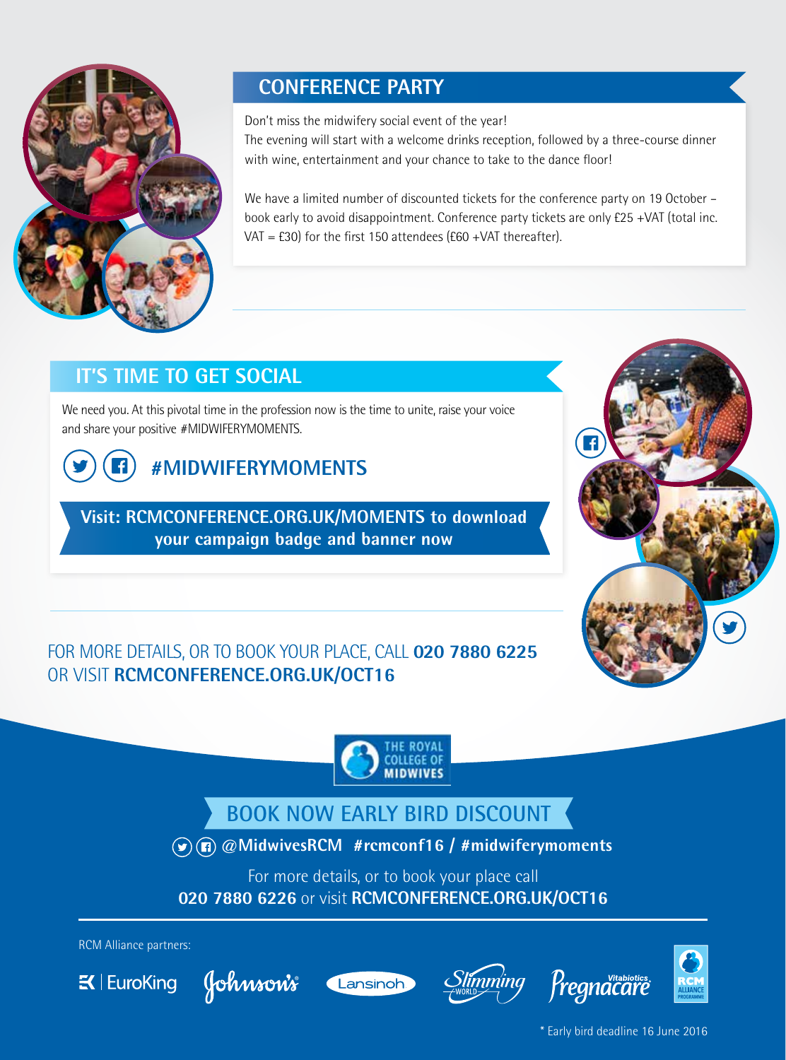## CONFERENCE PARTY

Don't miss the midwifery social event of the year!
The evening will start with a welcome drinks reception, followed by a three-course dinner with wine, entertainment and your chance to take to the dance floor!

We have a limited number of discounted tickets for the conference party on 19 October – book early to avoid disappointment. Conference party tickets are only £25 +VAT (total inc. VAT = £30) for the first 150 attendees (£60 +VAT thereafter).

## IT'S TIME TO GET SOCIAL

We need you. At this pivotal time in the profession now is the time to unite, raise your voice and share your positive #MIDWIFERYMOMENTS.

**#MIDWIFERYMOMENTS**

**Visit: RCMCONFERENCE.ORG.UK/MOMENTS to download your campaign badge and banner now**

FOR MORE DETAILS, OR TO BOOK YOUR PLACE, CALL **020 7880 6225** OR VISIT **RCMCONFERENCE.ORG.UK/OCT16**

THE ROYAL COLLEGE OF MIDWIVES

## BOOK NOW EARLY BIRD DISCOUNT

**@MidwivesRCM #rcmconf16 / #midwiferymoments**

For more details, or to book your place call
**020 7880 6226** or visit **RCMCONFERENCE.ORG.UK/OCT16**

RCM Alliance partners:

EuroKing | Johnson's | Lansinoh | Slimming World | Vitabiotics Pregnacare | RCM Alliance Programme

\* Early bird deadline 16 June 2016